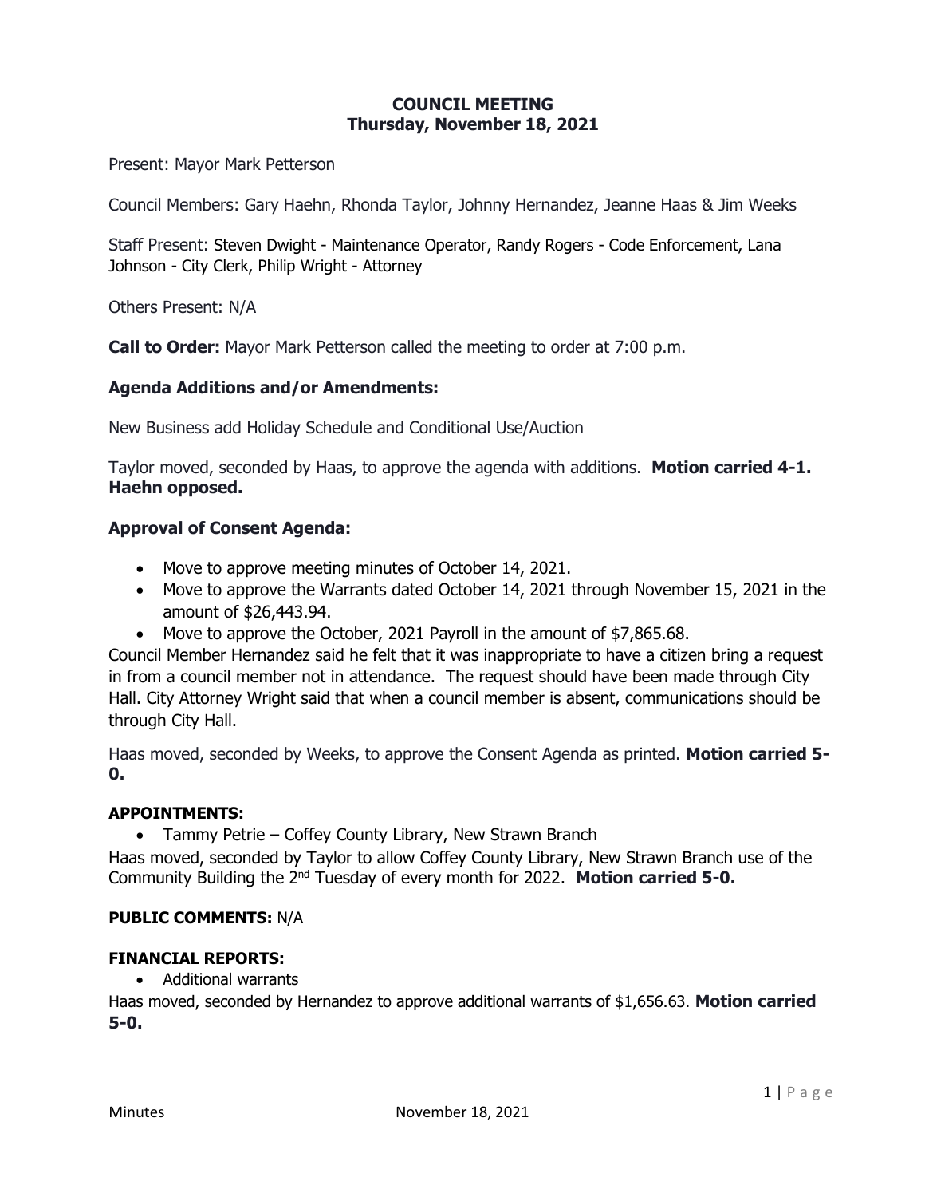**COUNCIL MEETING**
**Thursday, November 18, 2021**

Present: Mayor Mark Petterson

Council Members: Gary Haehn, Rhonda Taylor, Johnny Hernandez, Jeanne Haas & Jim Weeks

Staff Present: Steven Dwight - Maintenance Operator, Randy Rogers - Code Enforcement, Lana Johnson - City Clerk, Philip Wright - Attorney

Others Present: N/A

**Call to Order:** Mayor Mark Petterson called the meeting to order at 7:00 p.m.

### Agenda Additions and/or Amendments:

New Business add Holiday Schedule and Conditional Use/Auction

Taylor moved, seconded by Haas, to approve the agenda with additions. **Motion carried 4-1. Haehn opposed.**

### Approval of Consent Agenda:

- Move to approve meeting minutes of October 14, 2021.
- Move to approve the Warrants dated October 14, 2021 through November 15, 2021 in the amount of $26,443.94.
- Move to approve the October, 2021 Payroll in the amount of $7,865.68.

Council Member Hernandez said he felt that it was inappropriate to have a citizen bring a request in from a council member not in attendance. The request should have been made through City Hall. City Attorney Wright said that when a council member is absent, communications should be through City Hall.

Haas moved, seconded by Weeks, to approve the Consent Agenda as printed. **Motion carried 5-0.**

### APPOINTMENTS:

- Tammy Petrie – Coffey County Library, New Strawn Branch

Haas moved, seconded by Taylor to allow Coffey County Library, New Strawn Branch use of the Community Building the 2nd Tuesday of every month for 2022. **Motion carried 5-0.**

**PUBLIC COMMENTS:** N/A

### FINANCIAL REPORTS:

- Additional warrants

Haas moved, seconded by Hernandez to approve additional warrants of $1,656.63. **Motion carried 5-0.**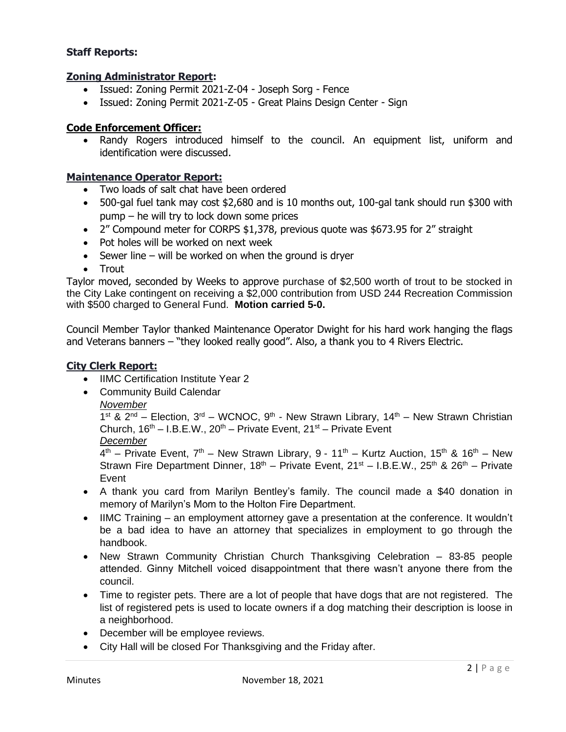### Staff Reports:

#### Zoning Administrator Report:

- Issued: Zoning Permit 2021-Z-04 - Joseph Sorg - Fence
- Issued: Zoning Permit 2021-Z-05 - Great Plains Design Center - Sign

#### Code Enforcement Officer:

- Randy Rogers introduced himself to the council. An equipment list, uniform and identification were discussed.

#### Maintenance Operator Report:

- Two loads of salt chat have been ordered
- 500-gal fuel tank may cost $2,680 and is 10 months out, 100-gal tank should run $300 with pump – he will try to lock down some prices
- 2" Compound meter for CORPS $1,378, previous quote was $673.95 for 2" straight
- Pot holes will be worked on next week
- Sewer line – will be worked on when the ground is dryer
- Trout

Taylor moved, seconded by Weeks to approve purchase of $2,500 worth of trout to be stocked in the City Lake contingent on receiving a $2,000 contribution from USD 244 Recreation Commission with $500 charged to General Fund. **Motion carried 5-0.**

Council Member Taylor thanked Maintenance Operator Dwight for his hard work hanging the flags and Veterans banners – "they looked really good". Also, a thank you to 4 Rivers Electric.

#### City Clerk Report:

- IIMC Certification Institute Year 2
- Community Build Calendar

  *November*

  1st & 2nd – Election, 3rd – WCNOC, 9th - New Strawn Library, 14th – New Strawn Christian Church, 16th – I.B.E.W., 20th – Private Event, 21st – Private Event

  *December*

  4th – Private Event, 7th – New Strawn Library, 9 - 11th – Kurtz Auction, 15th & 16th – New Strawn Fire Department Dinner, 18th – Private Event, 21st – I.B.E.W., 25th & 26th – Private Event
- A thank you card from Marilyn Bentley's family. The council made a $40 donation in memory of Marilyn's Mom to the Holton Fire Department.
- IIMC Training – an employment attorney gave a presentation at the conference. It wouldn't be a bad idea to have an attorney that specializes in employment to go through the handbook.
- New Strawn Community Christian Church Thanksgiving Celebration – 83-85 people attended. Ginny Mitchell voiced disappointment that there wasn't anyone there from the council.
- Time to register pets. There are a lot of people that have dogs that are not registered. The list of registered pets is used to locate owners if a dog matching their description is loose in a neighborhood.
- December will be employee reviews.
- City Hall will be closed For Thanksgiving and the Friday after.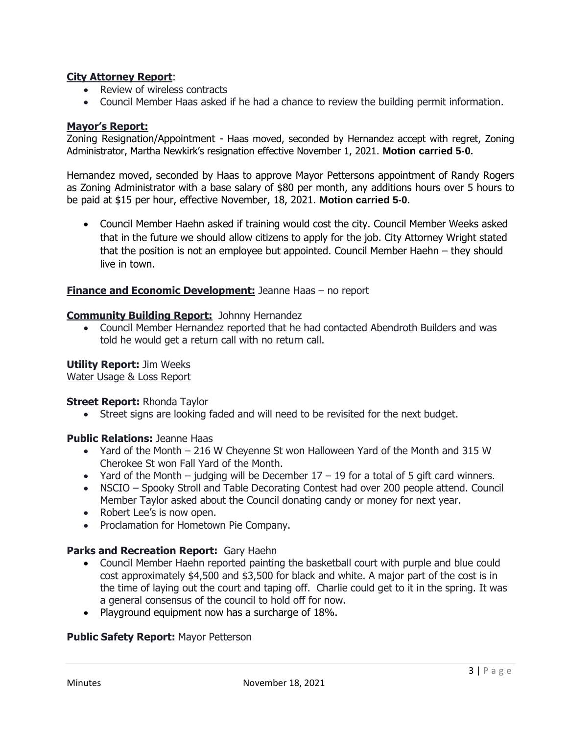**City Attorney Report**:

- Review of wireless contracts
- Council Member Haas asked if he had a chance to review the building permit information.

**Mayor's Report:**

Zoning Resignation/Appointment - Haas moved, seconded by Hernandez accept with regret, Zoning Administrator, Martha Newkirk's resignation effective November 1, 2021. **Motion carried 5-0.**

Hernandez moved, seconded by Haas to approve Mayor Pettersons appointment of Randy Rogers as Zoning Administrator with a base salary of $80 per month, any additions hours over 5 hours to be paid at $15 per hour, effective November, 18, 2021. **Motion carried 5-0.**

- Council Member Haehn asked if training would cost the city. Council Member Weeks asked that in the future we should allow citizens to apply for the job. City Attorney Wright stated that the position is not an employee but appointed. Council Member Haehn – they should live in town.

**Finance and Economic Development:** Jeanne Haas – no report

**Community Building Report:** Johnny Hernandez

- Council Member Hernandez reported that he had contacted Abendroth Builders and was told he would get a return call with no return call.

**Utility Report:** Jim Weeks
Water Usage & Loss Report

**Street Report:** Rhonda Taylor

- Street signs are looking faded and will need to be revisited for the next budget.

**Public Relations:** Jeanne Haas

- Yard of the Month – 216 W Cheyenne St won Halloween Yard of the Month and 315 W Cherokee St won Fall Yard of the Month.
- Yard of the Month – judging will be December 17 – 19 for a total of 5 gift card winners.
- NSCIO – Spooky Stroll and Table Decorating Contest had over 200 people attend. Council Member Taylor asked about the Council donating candy or money for next year.
- Robert Lee's is now open.
- Proclamation for Hometown Pie Company.

**Parks and Recreation Report:** Gary Haehn

- Council Member Haehn reported painting the basketball court with purple and blue could cost approximately $4,500 and $3,500 for black and white. A major part of the cost is in the time of laying out the court and taping off. Charlie could get to it in the spring. It was a general consensus of the council to hold off for now.
- Playground equipment now has a surcharge of 18%.

**Public Safety Report:** Mayor Petterson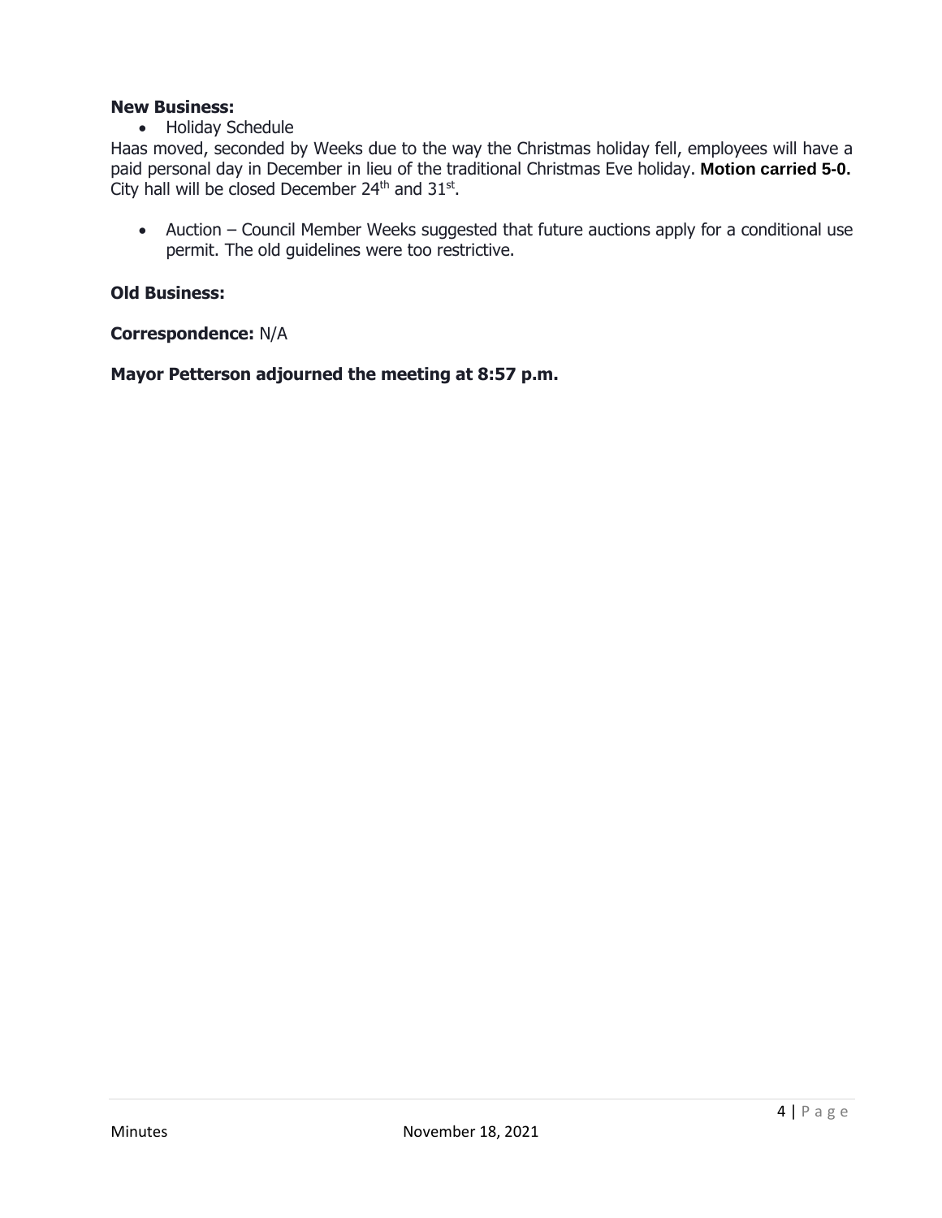**New Business:**

- Holiday Schedule

Haas moved, seconded by Weeks due to the way the Christmas holiday fell, employees will have a paid personal day in December in lieu of the traditional Christmas Eve holiday. **Motion carried 5-0.** City hall will be closed December 24th and 31st.

- Auction – Council Member Weeks suggested that future auctions apply for a conditional use permit. The old guidelines were too restrictive.

**Old Business:**

**Correspondence:** N/A

**Mayor Petterson adjourned the meeting at 8:57 p.m.**